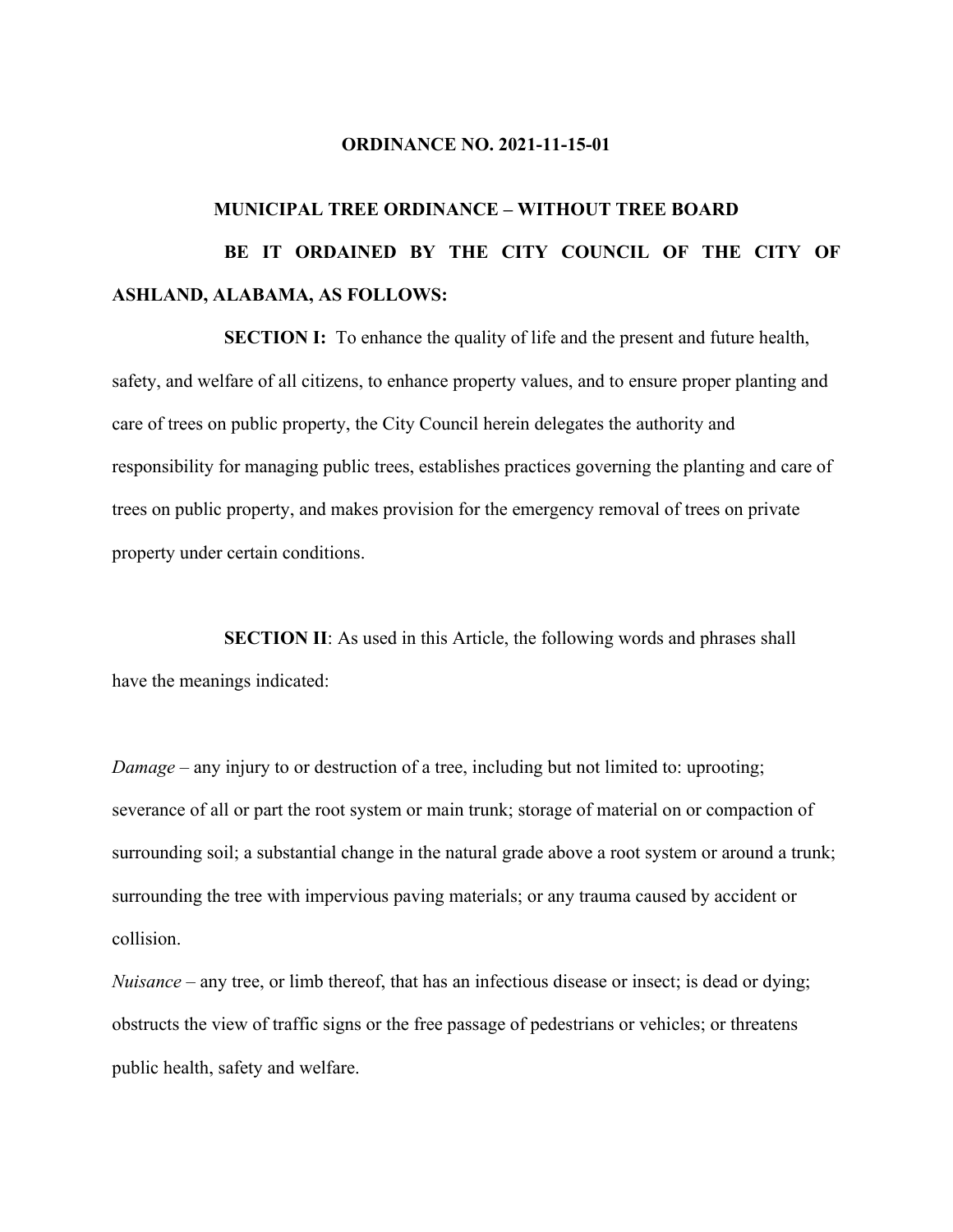**ORDINANCE NO. 2021-11-15-01**

**MUNICIPAL TREE ORDINANCE – WITHOUT TREE BOARD**

**BE IT ORDAINED BY THE CITY COUNCIL OF THE CITY OF ASHLAND, ALABAMA, AS FOLLOWS:**

**SECTION I:** To enhance the quality of life and the present and future health, safety, and welfare of all citizens, to enhance property values, and to ensure proper planting and care of trees on public property, the City Council herein delegates the authority and responsibility for managing public trees, establishes practices governing the planting and care of trees on public property, and makes provision for the emergency removal of trees on private property under certain conditions.

**SECTION II**: As used in this Article, the following words and phrases shall have the meanings indicated:

*Damage* – any injury to or destruction of a tree, including but not limited to: uprooting; severance of all or part the root system or main trunk; storage of material on or compaction of surrounding soil; a substantial change in the natural grade above a root system or around a trunk; surrounding the tree with impervious paving materials; or any trauma caused by accident or collision.

*Nuisance* – any tree, or limb thereof, that has an infectious disease or insect; is dead or dying; obstructs the view of traffic signs or the free passage of pedestrians or vehicles; or threatens public health, safety and welfare.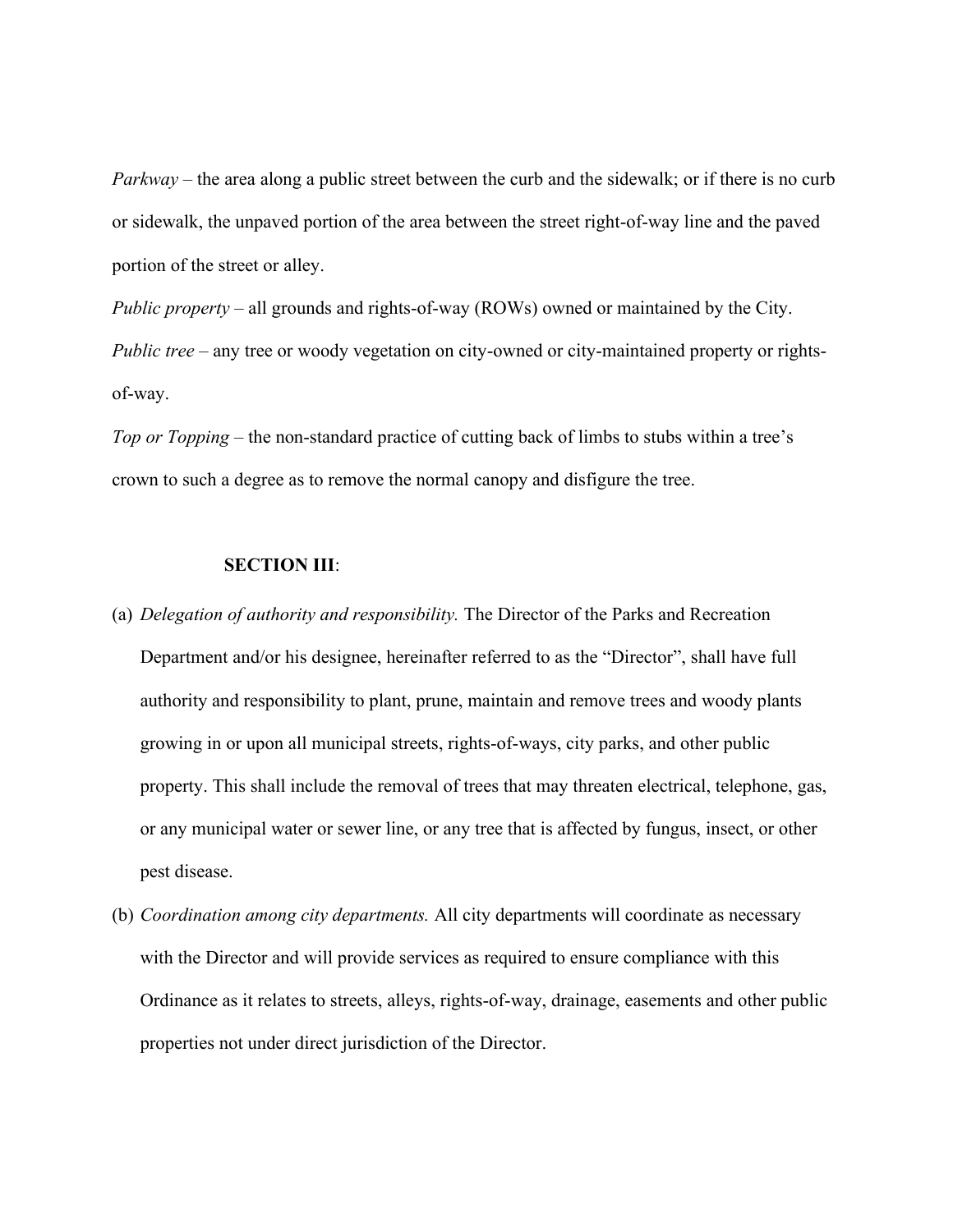*Parkway* – the area along a public street between the curb and the sidewalk; or if there is no curb or sidewalk, the unpaved portion of the area between the street right-of-way line and the paved portion of the street or alley.

*Public property* – all grounds and rights-of-way (ROWs) owned or maintained by the City.

*Public tree* – any tree or woody vegetation on city-owned or city-maintained property or rights-of-way.

*Top or Topping* – the non-standard practice of cutting back of limbs to stubs within a tree's crown to such a degree as to remove the normal canopy and disfigure the tree.

**SECTION III**:

(a) *Delegation of authority and responsibility.* The Director of the Parks and Recreation Department and/or his designee, hereinafter referred to as the "Director", shall have full authority and responsibility to plant, prune, maintain and remove trees and woody plants growing in or upon all municipal streets, rights-of-ways, city parks, and other public property. This shall include the removal of trees that may threaten electrical, telephone, gas, or any municipal water or sewer line, or any tree that is affected by fungus, insect, or other pest disease.

(b) *Coordination among city departments.* All city departments will coordinate as necessary with the Director and will provide services as required to ensure compliance with this Ordinance as it relates to streets, alleys, rights-of-way, drainage, easements and other public properties not under direct jurisdiction of the Director.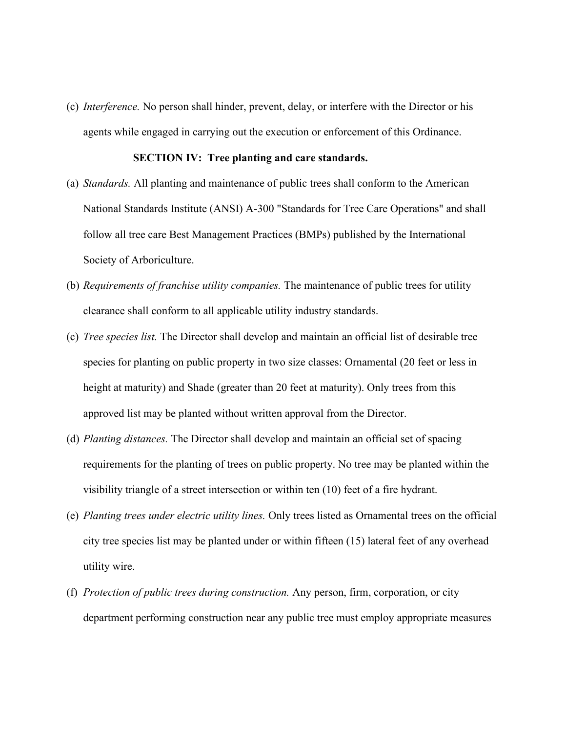(c) *Interference.* No person shall hinder, prevent, delay, or interfere with the Director or his agents while engaged in carrying out the execution or enforcement of this Ordinance.

### SECTION IV: Tree planting and care standards.

(a) *Standards.* All planting and maintenance of public trees shall conform to the American National Standards Institute (ANSI) A-300 "Standards for Tree Care Operations" and shall follow all tree care Best Management Practices (BMPs) published by the International Society of Arboriculture.

(b) *Requirements of franchise utility companies.* The maintenance of public trees for utility clearance shall conform to all applicable utility industry standards.

(c) *Tree species list.* The Director shall develop and maintain an official list of desirable tree species for planting on public property in two size classes: Ornamental (20 feet or less in height at maturity) and Shade (greater than 20 feet at maturity). Only trees from this approved list may be planted without written approval from the Director.

(d) *Planting distances.* The Director shall develop and maintain an official set of spacing requirements for the planting of trees on public property. No tree may be planted within the visibility triangle of a street intersection or within ten (10) feet of a fire hydrant.

(e) *Planting trees under electric utility lines.* Only trees listed as Ornamental trees on the official city tree species list may be planted under or within fifteen (15) lateral feet of any overhead utility wire.

(f) *Protection of public trees during construction.* Any person, firm, corporation, or city department performing construction near any public tree must employ appropriate measures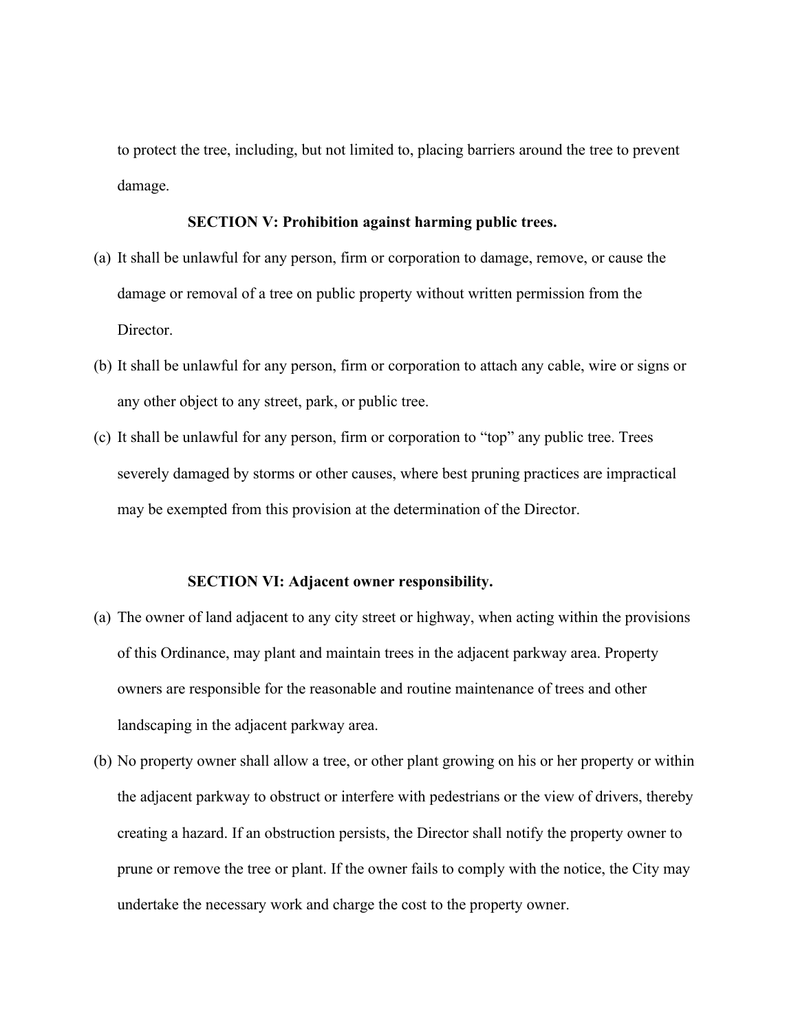to protect the tree, including, but not limited to, placing barriers around the tree to prevent damage.

### SECTION V: Prohibition against harming public trees.

(a) It shall be unlawful for any person, firm or corporation to damage, remove, or cause the damage or removal of a tree on public property without written permission from the Director.

(b) It shall be unlawful for any person, firm or corporation to attach any cable, wire or signs or any other object to any street, park, or public tree.

(c) It shall be unlawful for any person, firm or corporation to "top" any public tree. Trees severely damaged by storms or other causes, where best pruning practices are impractical may be exempted from this provision at the determination of the Director.

### SECTION VI: Adjacent owner responsibility.

(a) The owner of land adjacent to any city street or highway, when acting within the provisions of this Ordinance, may plant and maintain trees in the adjacent parkway area. Property owners are responsible for the reasonable and routine maintenance of trees and other landscaping in the adjacent parkway area.

(b) No property owner shall allow a tree, or other plant growing on his or her property or within the adjacent parkway to obstruct or interfere with pedestrians or the view of drivers, thereby creating a hazard. If an obstruction persists, the Director shall notify the property owner to prune or remove the tree or plant. If the owner fails to comply with the notice, the City may undertake the necessary work and charge the cost to the property owner.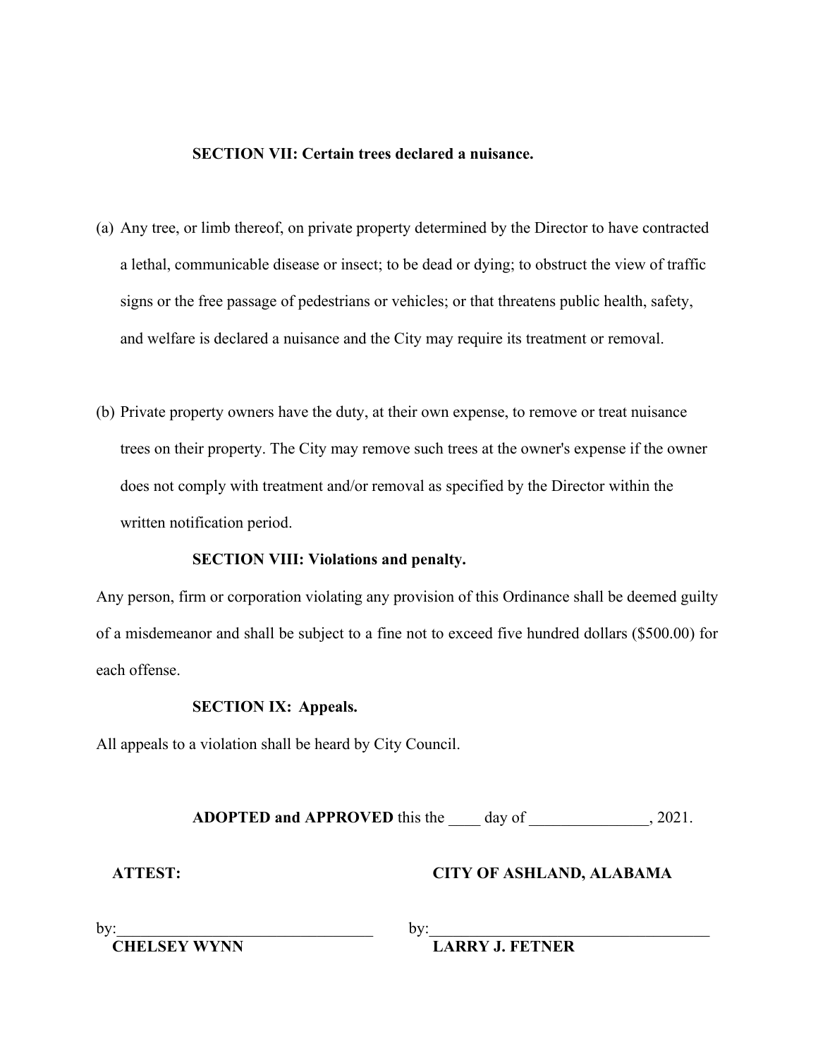**SECTION VII: Certain trees declared a nuisance.**

(a) Any tree, or limb thereof, on private property determined by the Director to have contracted a lethal, communicable disease or insect; to be dead or dying; to obstruct the view of traffic signs or the free passage of pedestrians or vehicles; or that threatens public health, safety, and welfare is declared a nuisance and the City may require its treatment or removal.

(b) Private property owners have the duty, at their own expense, to remove or treat nuisance trees on their property. The City may remove such trees at the owner's expense if the owner does not comply with treatment and/or removal as specified by the Director within the written notification period.

**SECTION VIII: Violations and penalty.**

Any person, firm or corporation violating any provision of this Ordinance shall be deemed guilty of a misdemeanor and shall be subject to a fine not to exceed five hundred dollars ($500.00) for each offense.

**SECTION IX: Appeals.**

All appeals to a violation shall be heard by City Council.

**ADOPTED and APPROVED** this the ____ day of _______________, 2021.

**ATTEST:**

by:________________________________

**CHELSEY WYNN**

**CITY OF ASHLAND, ALABAMA**

by:____________________________________

**LARRY J. FETNER**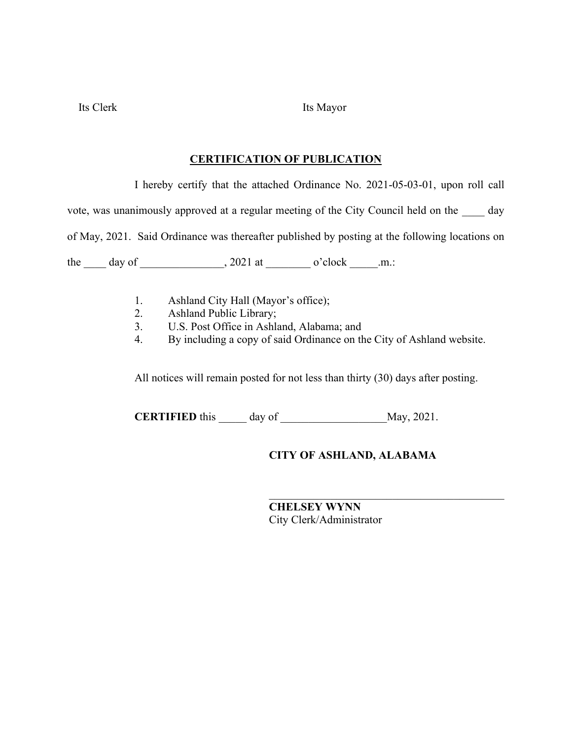Its Clerk Its Mayor

## CERTIFICATION OF PUBLICATION

I hereby certify that the attached Ordinance No. 2021-05-03-01, upon roll call vote, was unanimously approved at a regular meeting of the City Council held on the ____ day of May, 2021. Said Ordinance was thereafter published by posting at the following locations on the ____ day of _______________, 2021 at ________ o'clock _____.m.:

1. Ashland City Hall (Mayor's office);
2. Ashland Public Library;
3. U.S. Post Office in Ashland, Alabama; and
4. By including a copy of said Ordinance on the City of Ashland website.

All notices will remain posted for not less than thirty (30) days after posting.

**CERTIFIED** this _____ day of ___________________May, 2021.

**CITY OF ASHLAND, ALABAMA**

_________________________________________

**CHELSEY WYNN**
City Clerk/Administrator